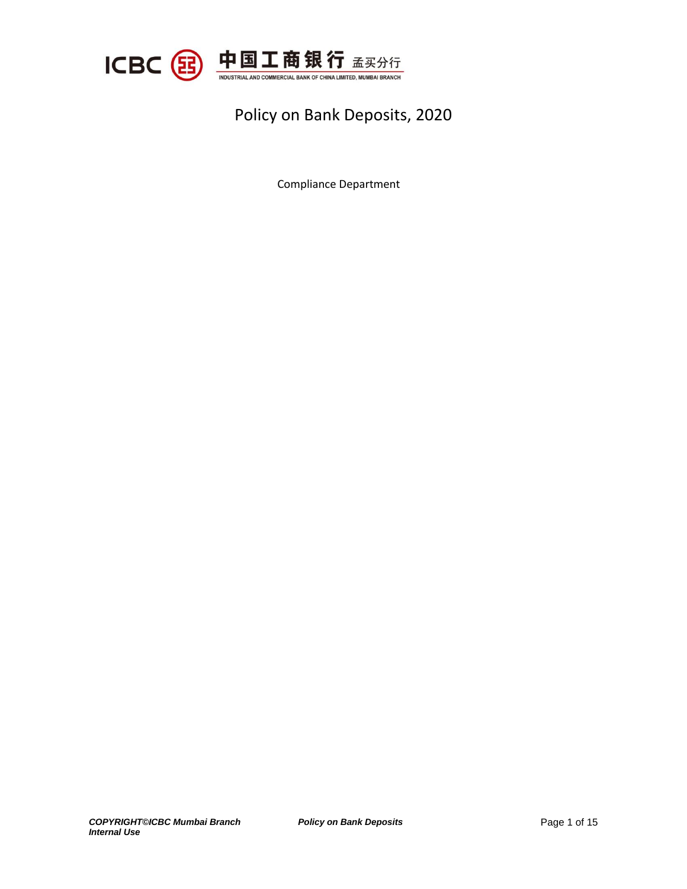# Policy on Bank Deposits, 2020

Compliance Department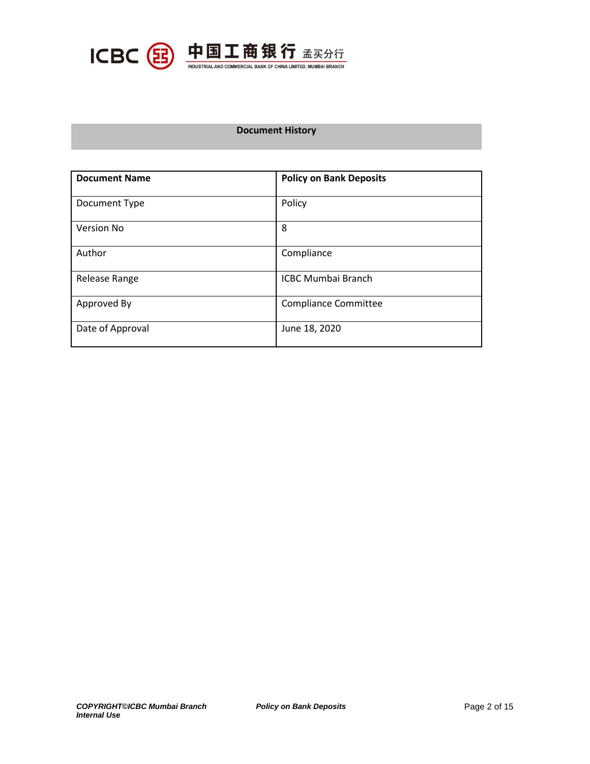## Document History

| **Document Name** | **Policy on Bank Deposits** |
|---|---|
| Document Type | Policy |
| Version No | 8 |
| Author | Compliance |
| Release Range | ICBC Mumbai Branch |
| Approved By | Compliance Committee |
| Date of Approval | June 18, 2020 |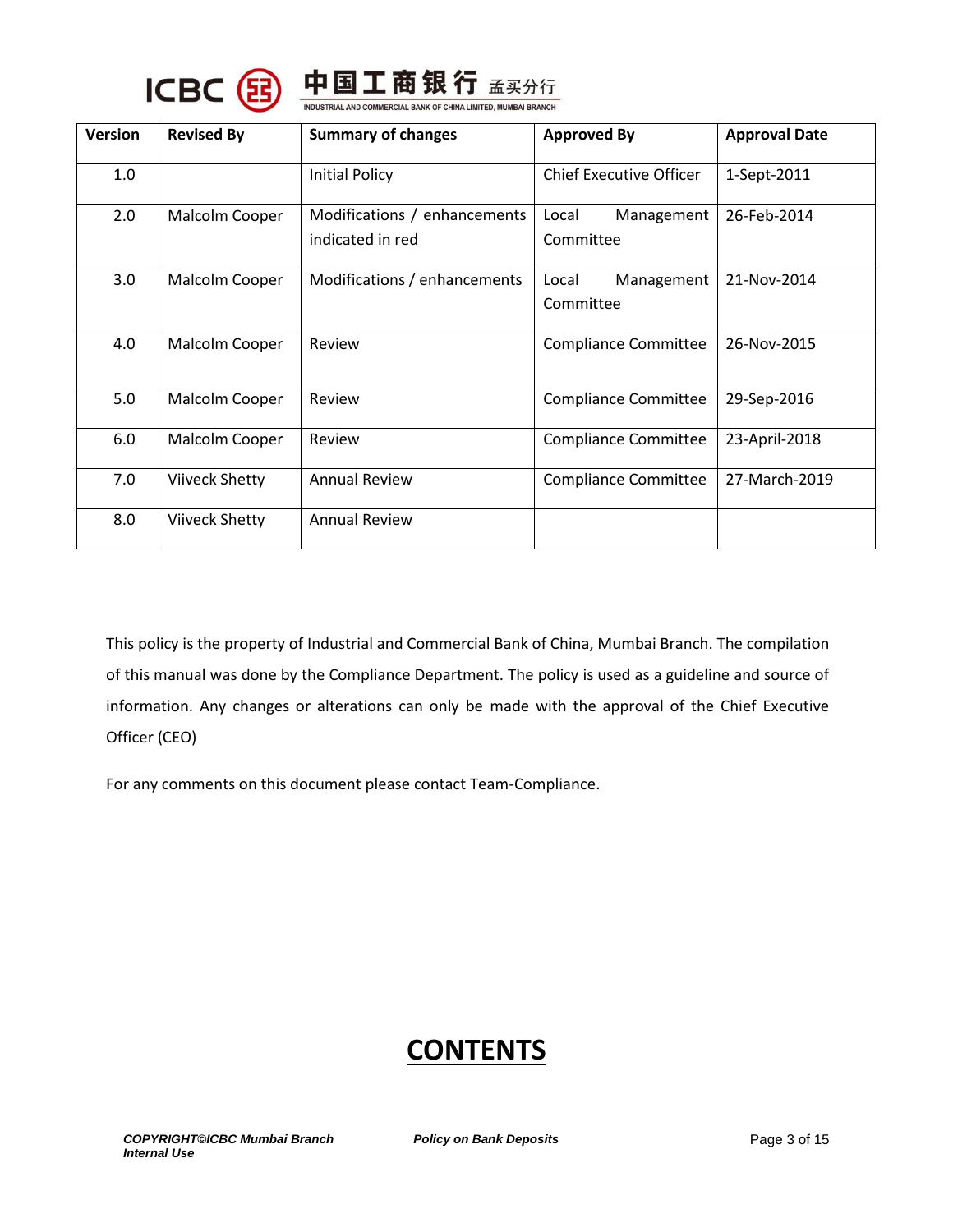| Version | Revised By | Summary of changes | Approved By | Approval Date |
|---|---|---|---|---|
| 1.0 | | Initial Policy | Chief Executive Officer | 1-Sept-2011 |
| 2.0 | Malcolm Cooper | Modifications / enhancements indicated in red | Local Management Committee | 26-Feb-2014 |
| 3.0 | Malcolm Cooper | Modifications / enhancements | Local Management Committee | 21-Nov-2014 |
| 4.0 | Malcolm Cooper | Review | Compliance Committee | 26-Nov-2015 |
| 5.0 | Malcolm Cooper | Review | Compliance Committee | 29-Sep-2016 |
| 6.0 | Malcolm Cooper | Review | Compliance Committee | 23-April-2018 |
| 7.0 | Viiveck Shetty | Annual Review | Compliance Committee | 27-March-2019 |
| 8.0 | Viiveck Shetty | Annual Review | | |

This policy is the property of Industrial and Commercial Bank of China, Mumbai Branch. The compilation of this manual was done by the Compliance Department. The policy is used as a guideline and source of information. Any changes or alterations can only be made with the approval of the Chief Executive Officer (CEO)

For any comments on this document please contact Team-Compliance.

# CONTENTS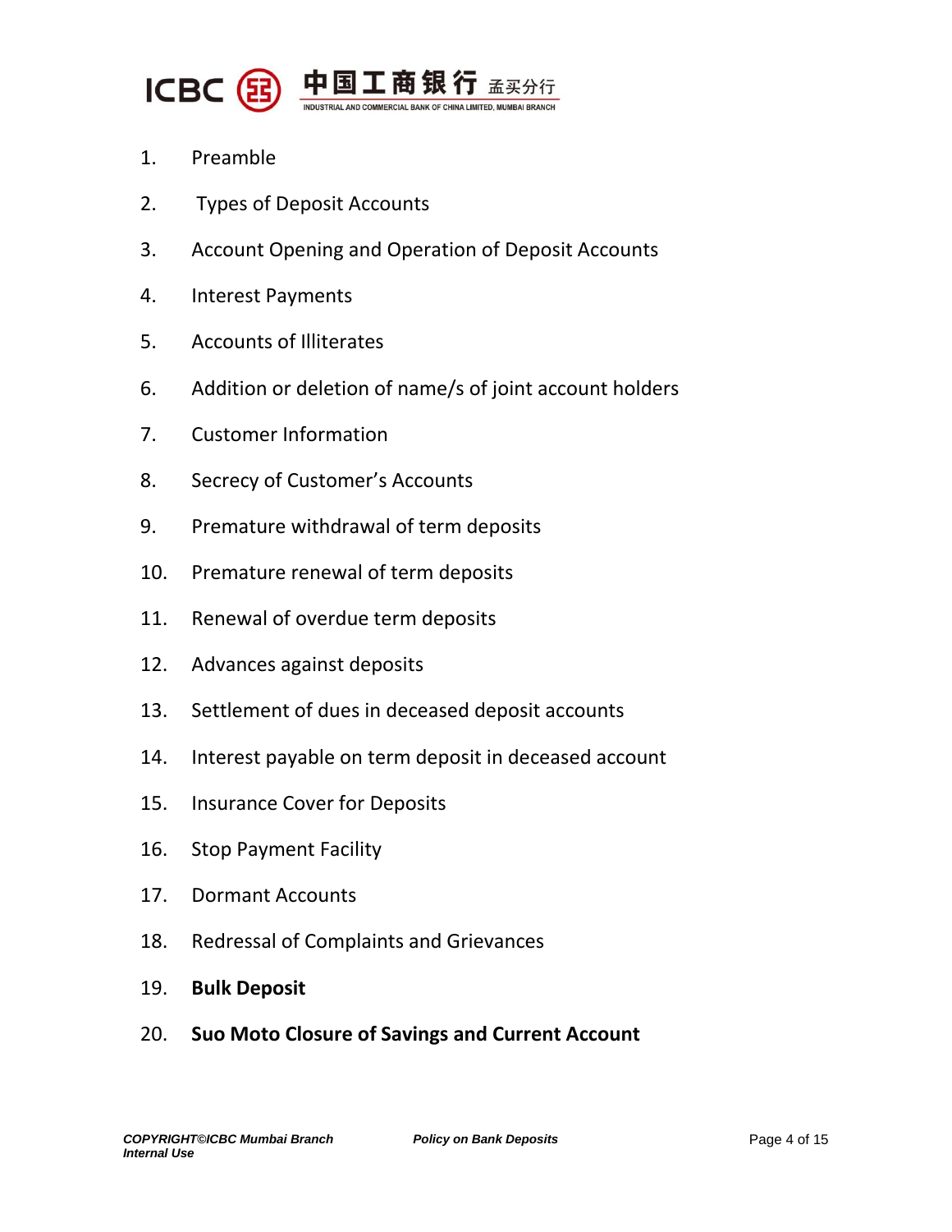1. Preamble
2. Types of Deposit Accounts
3. Account Opening and Operation of Deposit Accounts
4. Interest Payments
5. Accounts of Illiterates
6. Addition or deletion of name/s of joint account holders
7. Customer Information
8. Secrecy of Customer's Accounts
9. Premature withdrawal of term deposits
10. Premature renewal of term deposits
11. Renewal of overdue term deposits
12. Advances against deposits
13. Settlement of dues in deceased deposit accounts
14. Interest payable on term deposit in deceased account
15. Insurance Cover for Deposits
16. Stop Payment Facility
17. Dormant Accounts
18. Redressal of Complaints and Grievances
19. **Bulk Deposit**
20. **Suo Moto Closure of Savings and Current Account**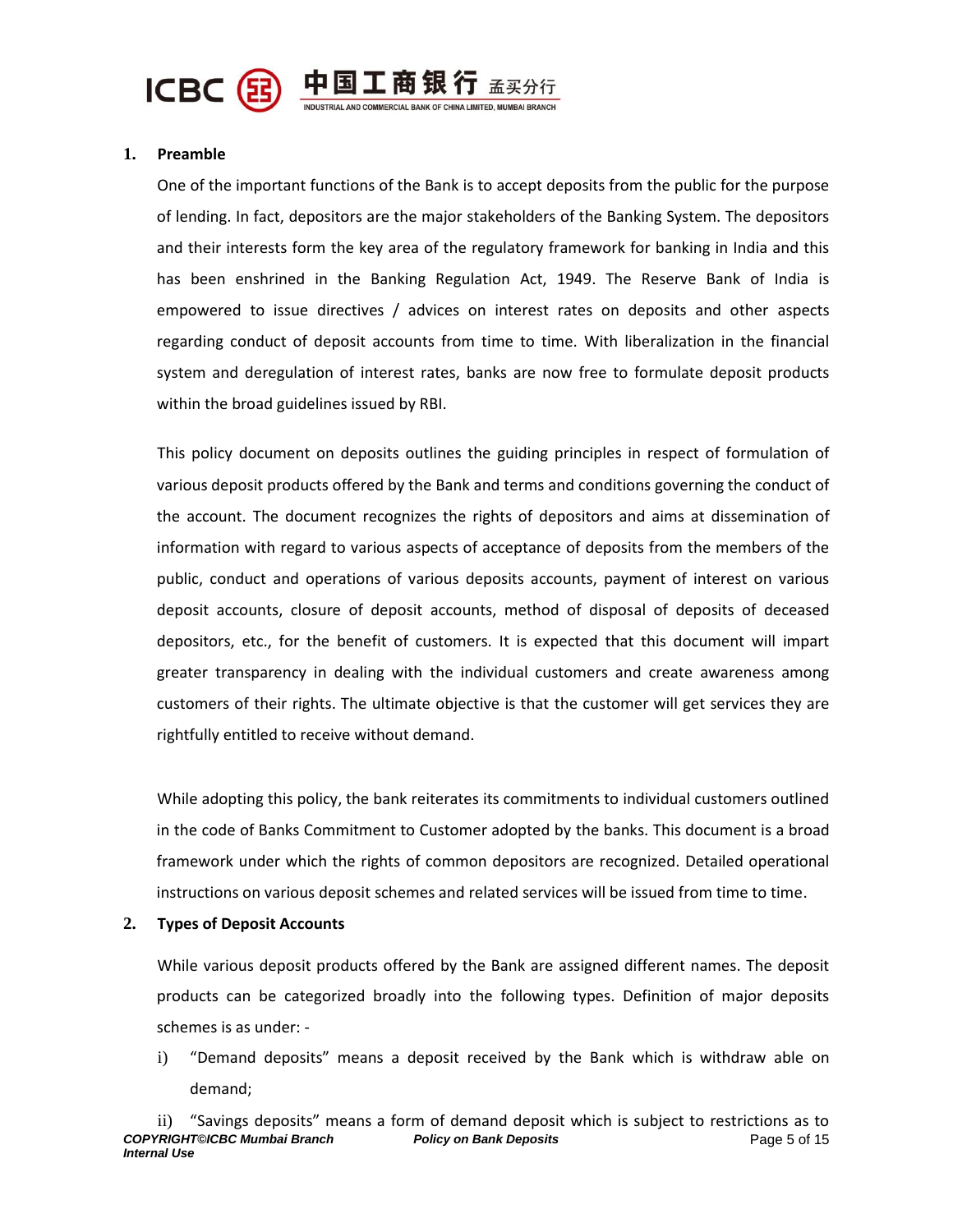## 1. Preamble

One of the important functions of the Bank is to accept deposits from the public for the purpose of lending. In fact, depositors are the major stakeholders of the Banking System. The depositors and their interests form the key area of the regulatory framework for banking in India and this has been enshrined in the Banking Regulation Act, 1949. The Reserve Bank of India is empowered to issue directives / advices on interest rates on deposits and other aspects regarding conduct of deposit accounts from time to time. With liberalization in the financial system and deregulation of interest rates, banks are now free to formulate deposit products within the broad guidelines issued by RBI.

This policy document on deposits outlines the guiding principles in respect of formulation of various deposit products offered by the Bank and terms and conditions governing the conduct of the account. The document recognizes the rights of depositors and aims at dissemination of information with regard to various aspects of acceptance of deposits from the members of the public, conduct and operations of various deposits accounts, payment of interest on various deposit accounts, closure of deposit accounts, method of disposal of deposits of deceased depositors, etc., for the benefit of customers. It is expected that this document will impart greater transparency in dealing with the individual customers and create awareness among customers of their rights. The ultimate objective is that the customer will get services they are rightfully entitled to receive without demand.

While adopting this policy, the bank reiterates its commitments to individual customers outlined in the code of Banks Commitment to Customer adopted by the banks. This document is a broad framework under which the rights of common depositors are recognized. Detailed operational instructions on various deposit schemes and related services will be issued from time to time.

## 2. Types of Deposit Accounts

While various deposit products offered by the Bank are assigned different names. The deposit products can be categorized broadly into the following types. Definition of major deposits schemes is as under: -

i) "Demand deposits" means a deposit received by the Bank which is withdraw able on demand;

ii) "Savings deposits" means a form of demand deposit which is subject to restrictions as to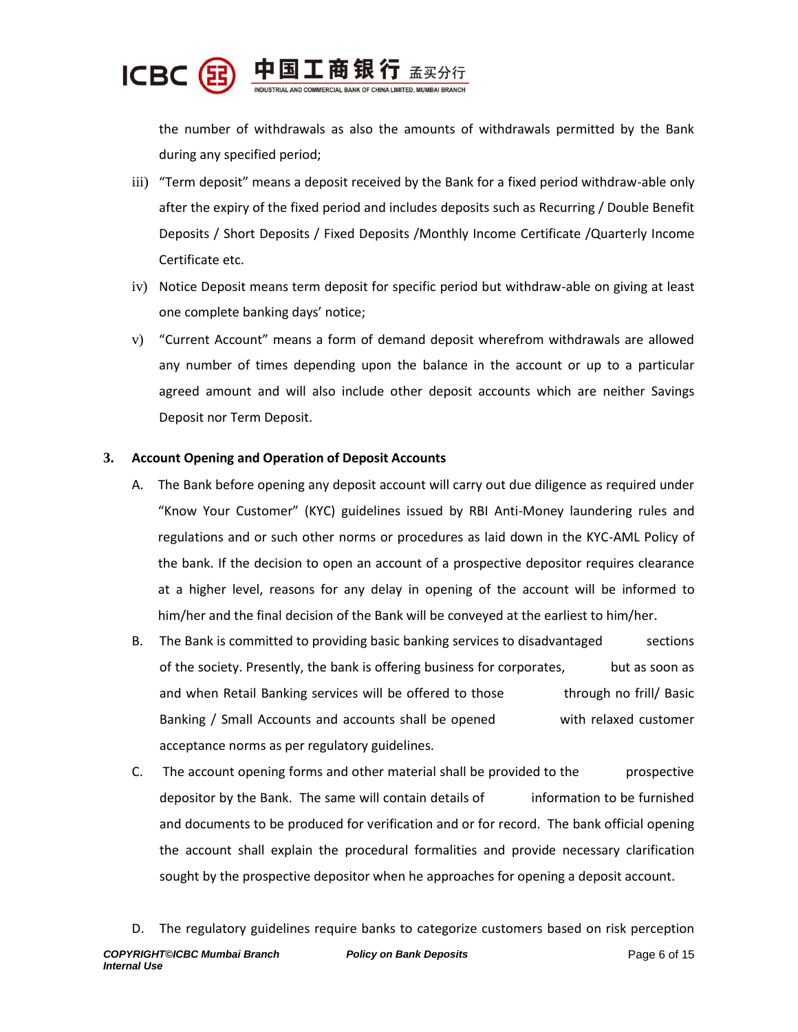the number of withdrawals as also the amounts of withdrawals permitted by the Bank during any specified period;

iii) "Term deposit" means a deposit received by the Bank for a fixed period withdraw-able only after the expiry of the fixed period and includes deposits such as Recurring / Double Benefit Deposits / Short Deposits / Fixed Deposits /Monthly Income Certificate /Quarterly Income Certificate etc.

iv) Notice Deposit means term deposit for specific period but withdraw-able on giving at least one complete banking days' notice;

v) "Current Account" means a form of demand deposit wherefrom withdrawals are allowed any number of times depending upon the balance in the account or up to a particular agreed amount and will also include other deposit accounts which are neither Savings Deposit nor Term Deposit.

**3. Account Opening and Operation of Deposit Accounts**

A. The Bank before opening any deposit account will carry out due diligence as required under "Know Your Customer" (KYC) guidelines issued by RBI Anti-Money laundering rules and regulations and or such other norms or procedures as laid down in the KYC-AML Policy of the bank. If the decision to open an account of a prospective depositor requires clearance at a higher level, reasons for any delay in opening of the account will be informed to him/her and the final decision of the Bank will be conveyed at the earliest to him/her.

B. The Bank is committed to providing basic banking services to disadvantaged sections of the society. Presently, the bank is offering business for corporates, but as soon as and when Retail Banking services will be offered to those through no frill/ Basic Banking / Small Accounts and accounts shall be opened with relaxed customer acceptance norms as per regulatory guidelines.

C. The account opening forms and other material shall be provided to the prospective depositor by the Bank. The same will contain details of information to be furnished and documents to be produced for verification and or for record. The bank official opening the account shall explain the procedural formalities and provide necessary clarification sought by the prospective depositor when he approaches for opening a deposit account.

D. The regulatory guidelines require banks to categorize customers based on risk perception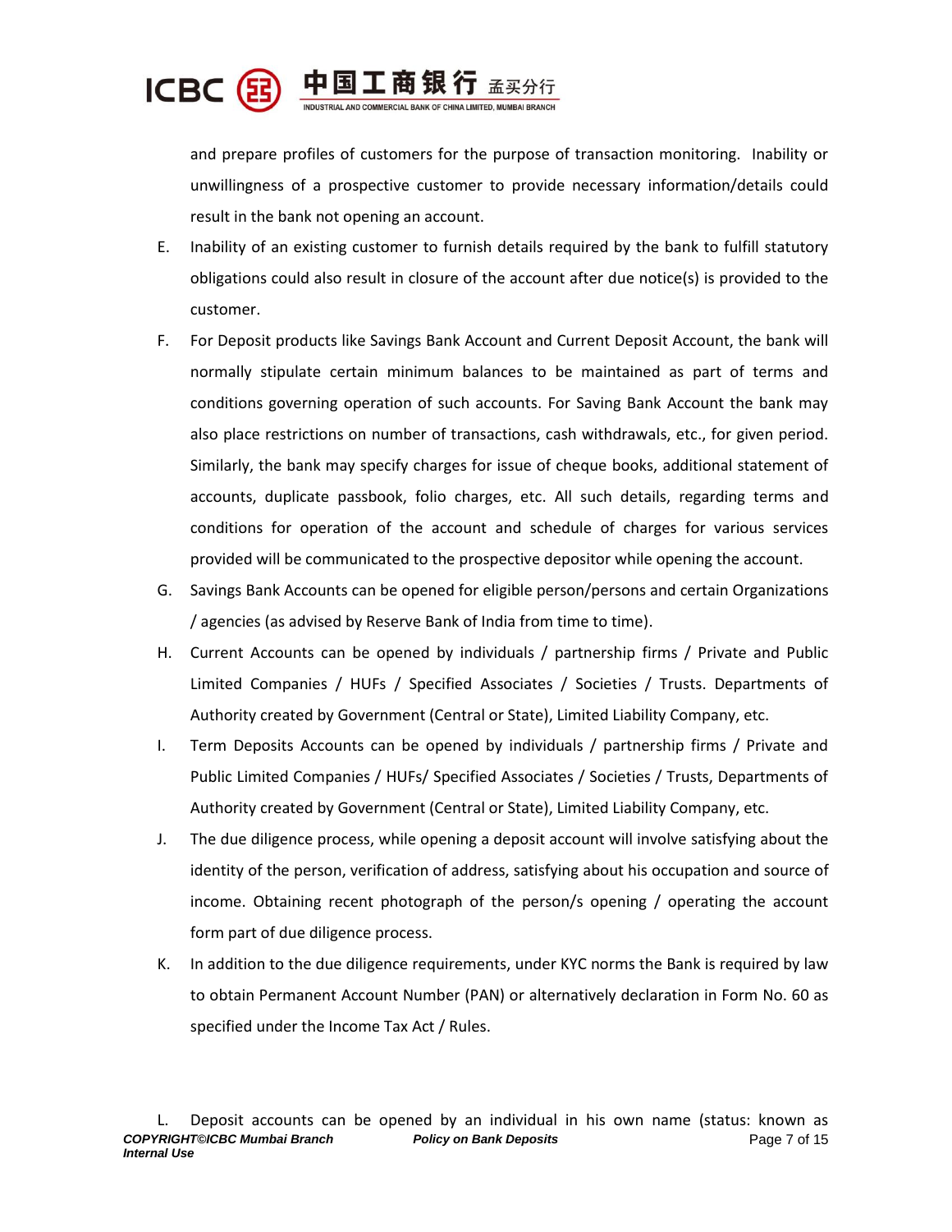and prepare profiles of customers for the purpose of transaction monitoring. Inability or unwillingness of a prospective customer to provide necessary information/details could result in the bank not opening an account.

E. Inability of an existing customer to furnish details required by the bank to fulfill statutory obligations could also result in closure of the account after due notice(s) is provided to the customer.

F. For Deposit products like Savings Bank Account and Current Deposit Account, the bank will normally stipulate certain minimum balances to be maintained as part of terms and conditions governing operation of such accounts. For Saving Bank Account the bank may also place restrictions on number of transactions, cash withdrawals, etc., for given period. Similarly, the bank may specify charges for issue of cheque books, additional statement of accounts, duplicate passbook, folio charges, etc. All such details, regarding terms and conditions for operation of the account and schedule of charges for various services provided will be communicated to the prospective depositor while opening the account.

G. Savings Bank Accounts can be opened for eligible person/persons and certain Organizations / agencies (as advised by Reserve Bank of India from time to time).

H. Current Accounts can be opened by individuals / partnership firms / Private and Public Limited Companies / HUFs / Specified Associates / Societies / Trusts. Departments of Authority created by Government (Central or State), Limited Liability Company, etc.

I. Term Deposits Accounts can be opened by individuals / partnership firms / Private and Public Limited Companies / HUFs/ Specified Associates / Societies / Trusts, Departments of Authority created by Government (Central or State), Limited Liability Company, etc.

J. The due diligence process, while opening a deposit account will involve satisfying about the identity of the person, verification of address, satisfying about his occupation and source of income. Obtaining recent photograph of the person/s opening / operating the account form part of due diligence process.

K. In addition to the due diligence requirements, under KYC norms the Bank is required by law to obtain Permanent Account Number (PAN) or alternatively declaration in Form No. 60 as specified under the Income Tax Act / Rules.

L. Deposit accounts can be opened by an individual in his own name (status: known as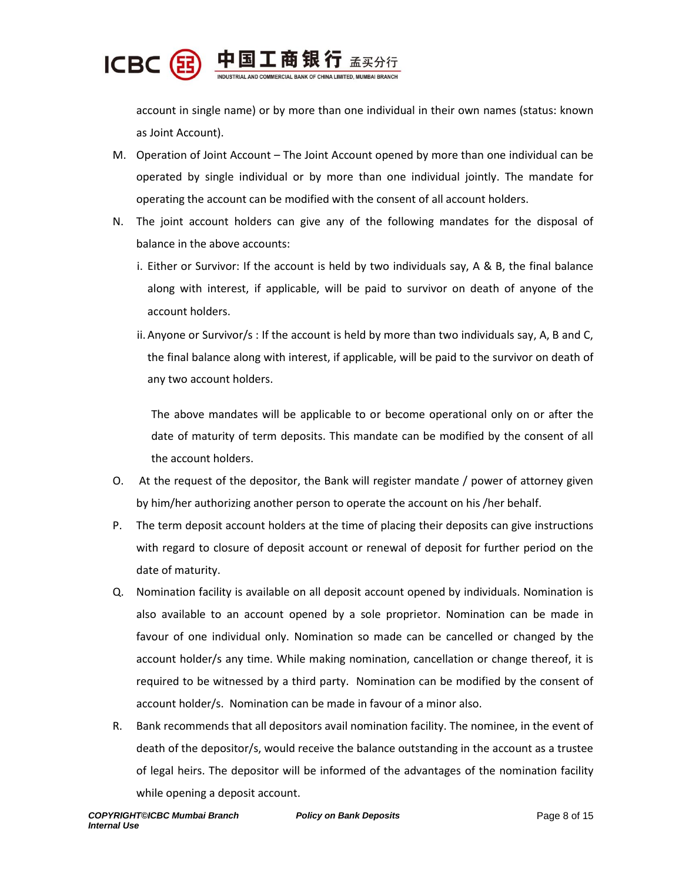account in single name) or by more than one individual in their own names (status: known as Joint Account).

M. Operation of Joint Account – The Joint Account opened by more than one individual can be operated by single individual or by more than one individual jointly. The mandate for operating the account can be modified with the consent of all account holders.

N. The joint account holders can give any of the following mandates for the disposal of balance in the above accounts:

   i. Either or Survivor: If the account is held by two individuals say, A & B, the final balance along with interest, if applicable, will be paid to survivor on death of anyone of the account holders.

   ii. Anyone or Survivor/s : If the account is held by more than two individuals say, A, B and C, the final balance along with interest, if applicable, will be paid to the survivor on death of any two account holders.

   The above mandates will be applicable to or become operational only on or after the date of maturity of term deposits. This mandate can be modified by the consent of all the account holders.

O. At the request of the depositor, the Bank will register mandate / power of attorney given by him/her authorizing another person to operate the account on his /her behalf.

P. The term deposit account holders at the time of placing their deposits can give instructions with regard to closure of deposit account or renewal of deposit for further period on the date of maturity.

Q. Nomination facility is available on all deposit account opened by individuals. Nomination is also available to an account opened by a sole proprietor. Nomination can be made in favour of one individual only. Nomination so made can be cancelled or changed by the account holder/s any time. While making nomination, cancellation or change thereof, it is required to be witnessed by a third party. Nomination can be modified by the consent of account holder/s. Nomination can be made in favour of a minor also.

R. Bank recommends that all depositors avail nomination facility. The nominee, in the event of death of the depositor/s, would receive the balance outstanding in the account as a trustee of legal heirs. The depositor will be informed of the advantages of the nomination facility while opening a deposit account.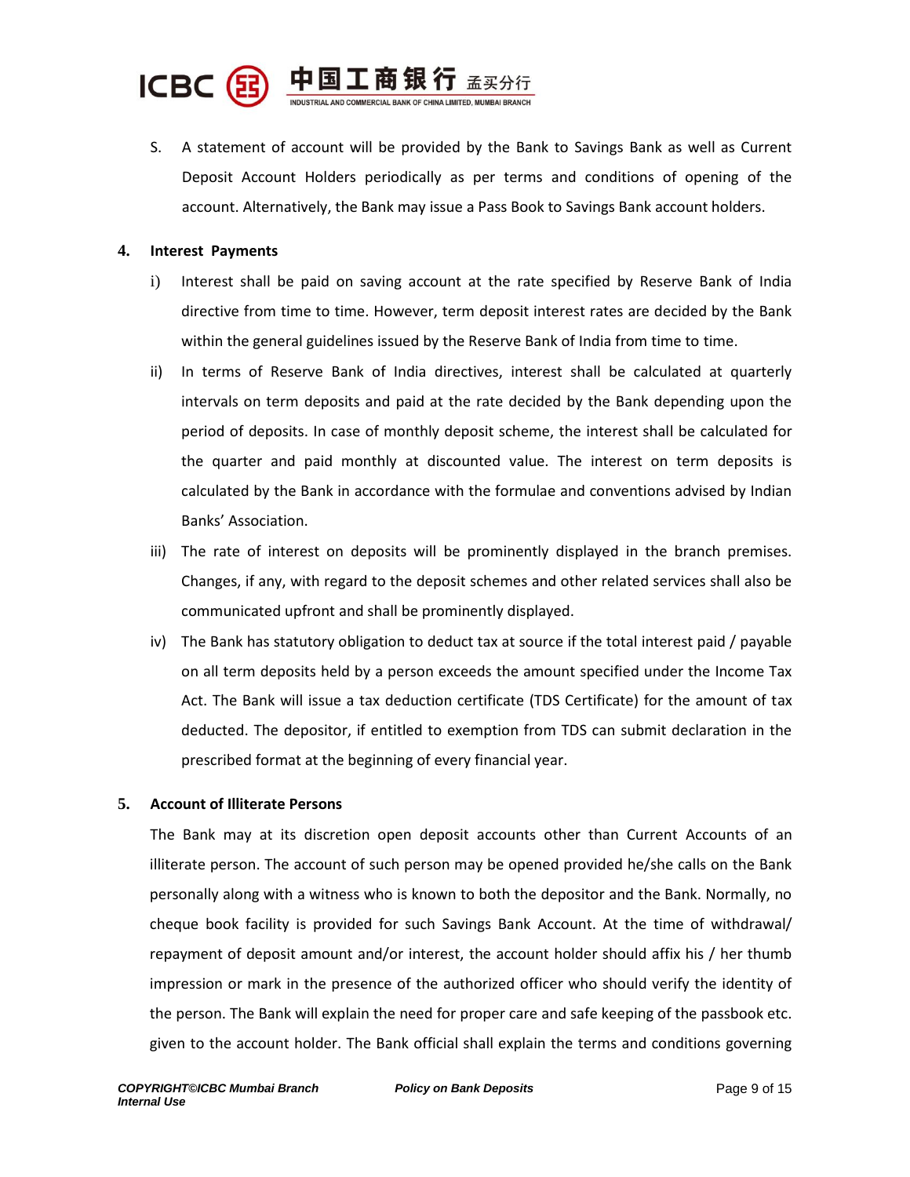S. A statement of account will be provided by the Bank to Savings Bank as well as Current Deposit Account Holders periodically as per terms and conditions of opening of the account. Alternatively, the Bank may issue a Pass Book to Savings Bank account holders.

## 4. Interest Payments

i) Interest shall be paid on saving account at the rate specified by Reserve Bank of India directive from time to time. However, term deposit interest rates are decided by the Bank within the general guidelines issued by the Reserve Bank of India from time to time.

ii) In terms of Reserve Bank of India directives, interest shall be calculated at quarterly intervals on term deposits and paid at the rate decided by the Bank depending upon the period of deposits. In case of monthly deposit scheme, the interest shall be calculated for the quarter and paid monthly at discounted value. The interest on term deposits is calculated by the Bank in accordance with the formulae and conventions advised by Indian Banks' Association.

iii) The rate of interest on deposits will be prominently displayed in the branch premises. Changes, if any, with regard to the deposit schemes and other related services shall also be communicated upfront and shall be prominently displayed.

iv) The Bank has statutory obligation to deduct tax at source if the total interest paid / payable on all term deposits held by a person exceeds the amount specified under the Income Tax Act. The Bank will issue a tax deduction certificate (TDS Certificate) for the amount of tax deducted. The depositor, if entitled to exemption from TDS can submit declaration in the prescribed format at the beginning of every financial year.

## 5. Account of Illiterate Persons

The Bank may at its discretion open deposit accounts other than Current Accounts of an illiterate person. The account of such person may be opened provided he/she calls on the Bank personally along with a witness who is known to both the depositor and the Bank. Normally, no cheque book facility is provided for such Savings Bank Account. At the time of withdrawal/ repayment of deposit amount and/or interest, the account holder should affix his / her thumb impression or mark in the presence of the authorized officer who should verify the identity of the person. The Bank will explain the need for proper care and safe keeping of the passbook etc. given to the account holder. The Bank official shall explain the terms and conditions governing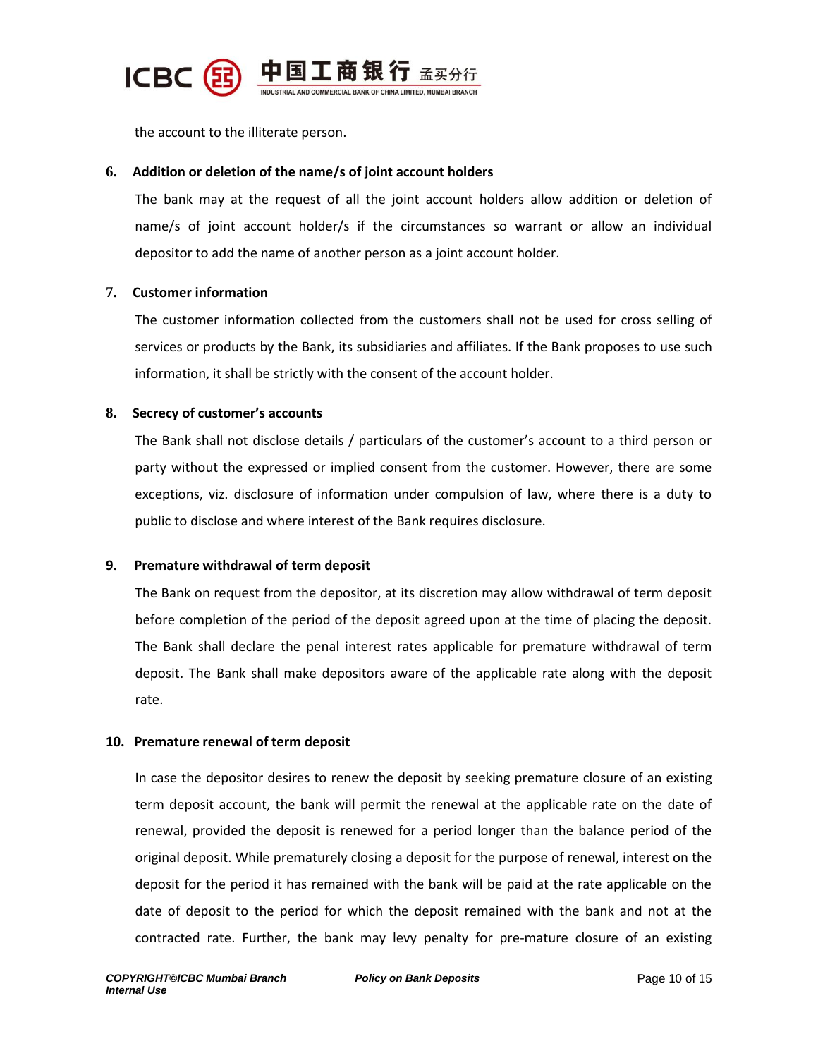the account to the illiterate person.

**6. Addition or deletion of the name/s of joint account holders**

The bank may at the request of all the joint account holders allow addition or deletion of name/s of joint account holder/s if the circumstances so warrant or allow an individual depositor to add the name of another person as a joint account holder.

**7. Customer information**

The customer information collected from the customers shall not be used for cross selling of services or products by the Bank, its subsidiaries and affiliates. If the Bank proposes to use such information, it shall be strictly with the consent of the account holder.

**8. Secrecy of customer's accounts**

The Bank shall not disclose details / particulars of the customer's account to a third person or party without the expressed or implied consent from the customer. However, there are some exceptions, viz. disclosure of information under compulsion of law, where there is a duty to public to disclose and where interest of the Bank requires disclosure.

**9. Premature withdrawal of term deposit**

The Bank on request from the depositor, at its discretion may allow withdrawal of term deposit before completion of the period of the deposit agreed upon at the time of placing the deposit. The Bank shall declare the penal interest rates applicable for premature withdrawal of term deposit. The Bank shall make depositors aware of the applicable rate along with the deposit rate.

**10. Premature renewal of term deposit**

In case the depositor desires to renew the deposit by seeking premature closure of an existing term deposit account, the bank will permit the renewal at the applicable rate on the date of renewal, provided the deposit is renewed for a period longer than the balance period of the original deposit. While prematurely closing a deposit for the purpose of renewal, interest on the deposit for the period it has remained with the bank will be paid at the rate applicable on the date of deposit to the period for which the deposit remained with the bank and not at the contracted rate. Further, the bank may levy penalty for pre-mature closure of an existing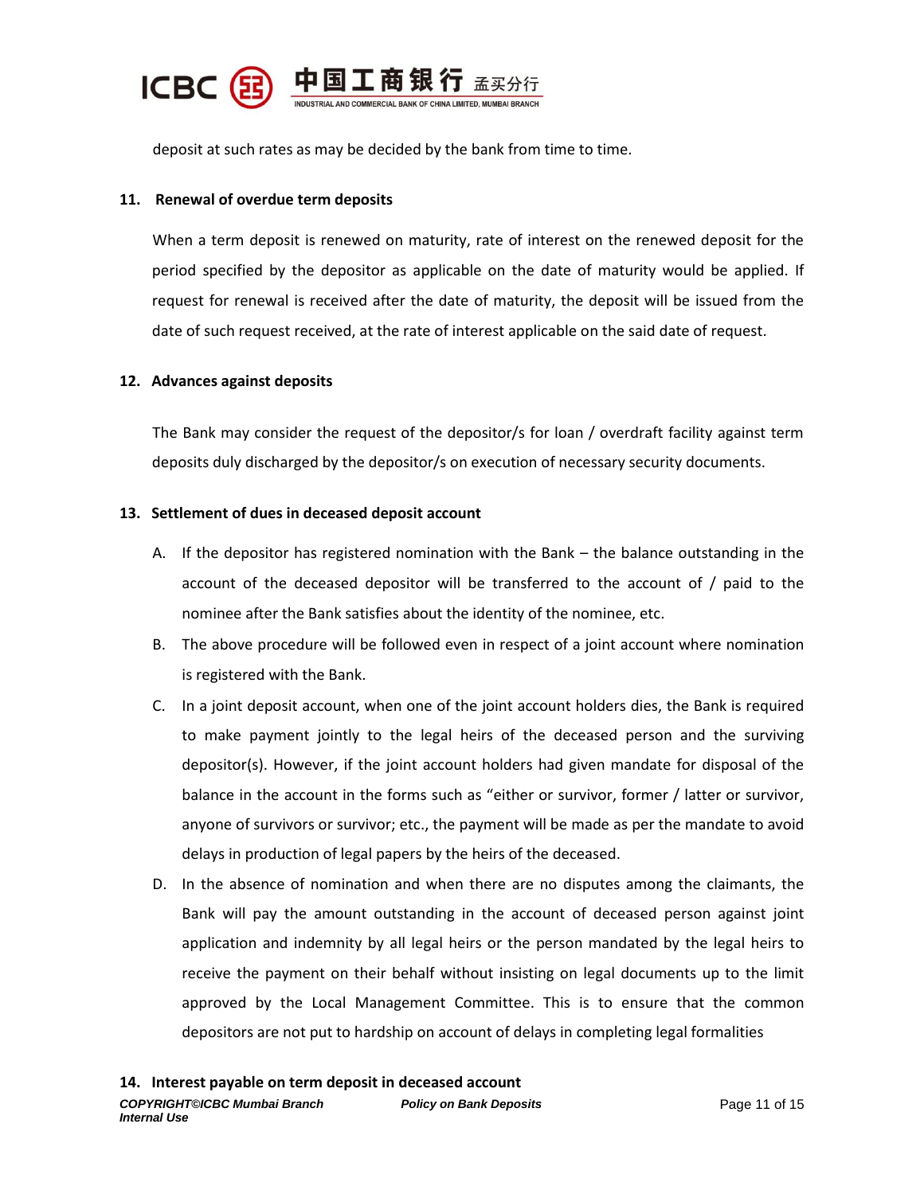deposit at such rates as may be decided by the bank from time to time.

## 11. Renewal of overdue term deposits

When a term deposit is renewed on maturity, rate of interest on the renewed deposit for the period specified by the depositor as applicable on the date of maturity would be applied. If request for renewal is received after the date of maturity, the deposit will be issued from the date of such request received, at the rate of interest applicable on the said date of request.

## 12. Advances against deposits

The Bank may consider the request of the depositor/s for loan / overdraft facility against term deposits duly discharged by the depositor/s on execution of necessary security documents.

## 13. Settlement of dues in deceased deposit account

A. If the depositor has registered nomination with the Bank – the balance outstanding in the account of the deceased depositor will be transferred to the account of / paid to the nominee after the Bank satisfies about the identity of the nominee, etc.

B. The above procedure will be followed even in respect of a joint account where nomination is registered with the Bank.

C. In a joint deposit account, when one of the joint account holders dies, the Bank is required to make payment jointly to the legal heirs of the deceased person and the surviving depositor(s). However, if the joint account holders had given mandate for disposal of the balance in the account in the forms such as "either or survivor, former / latter or survivor, anyone of survivors or survivor; etc., the payment will be made as per the mandate to avoid delays in production of legal papers by the heirs of the deceased.

D. In the absence of nomination and when there are no disputes among the claimants, the Bank will pay the amount outstanding in the account of deceased person against joint application and indemnity by all legal heirs or the person mandated by the legal heirs to receive the payment on their behalf without insisting on legal documents up to the limit approved by the Local Management Committee. This is to ensure that the common depositors are not put to hardship on account of delays in completing legal formalities

## 14. Interest payable on term deposit in deceased account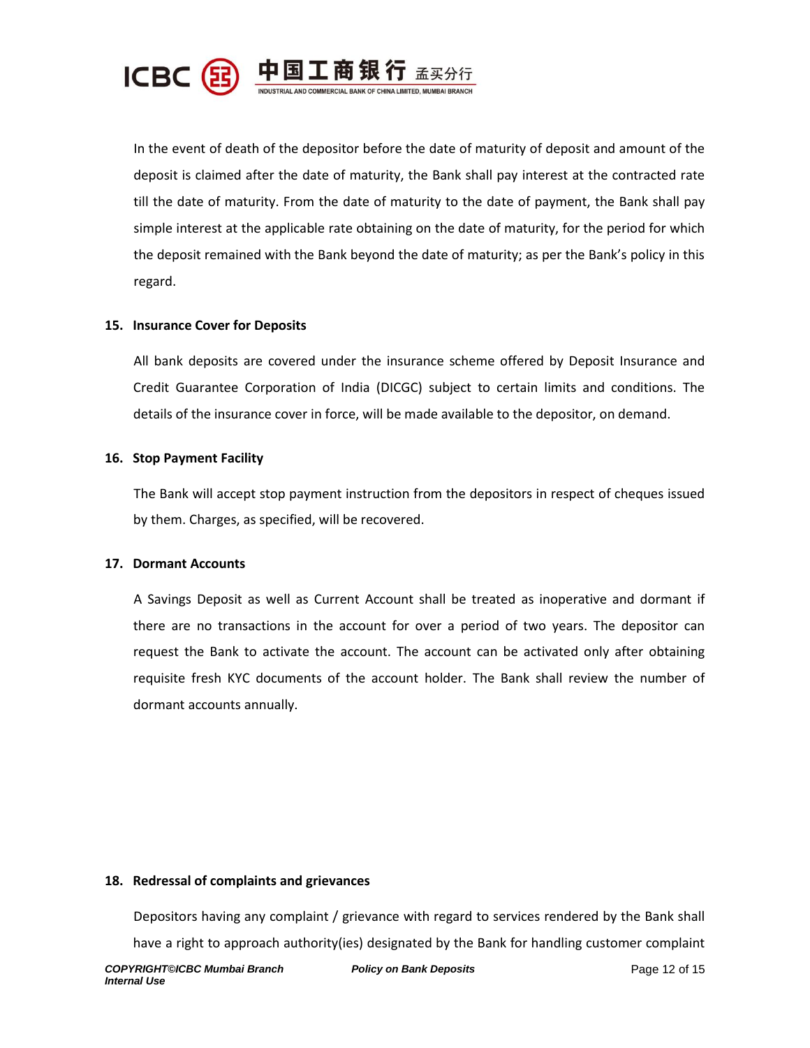In the event of death of the depositor before the date of maturity of deposit and amount of the deposit is claimed after the date of maturity, the Bank shall pay interest at the contracted rate till the date of maturity. From the date of maturity to the date of payment, the Bank shall pay simple interest at the applicable rate obtaining on the date of maturity, for the period for which the deposit remained with the Bank beyond the date of maturity; as per the Bank's policy in this regard.

## 15. Insurance Cover for Deposits

All bank deposits are covered under the insurance scheme offered by Deposit Insurance and Credit Guarantee Corporation of India (DICGC) subject to certain limits and conditions. The details of the insurance cover in force, will be made available to the depositor, on demand.

## 16. Stop Payment Facility

The Bank will accept stop payment instruction from the depositors in respect of cheques issued by them. Charges, as specified, will be recovered.

## 17. Dormant Accounts

A Savings Deposit as well as Current Account shall be treated as inoperative and dormant if there are no transactions in the account for over a period of two years. The depositor can request the Bank to activate the account. The account can be activated only after obtaining requisite fresh KYC documents of the account holder. The Bank shall review the number of dormant accounts annually.

## 18. Redressal of complaints and grievances

Depositors having any complaint / grievance with regard to services rendered by the Bank shall have a right to approach authority(ies) designated by the Bank for handling customer complaint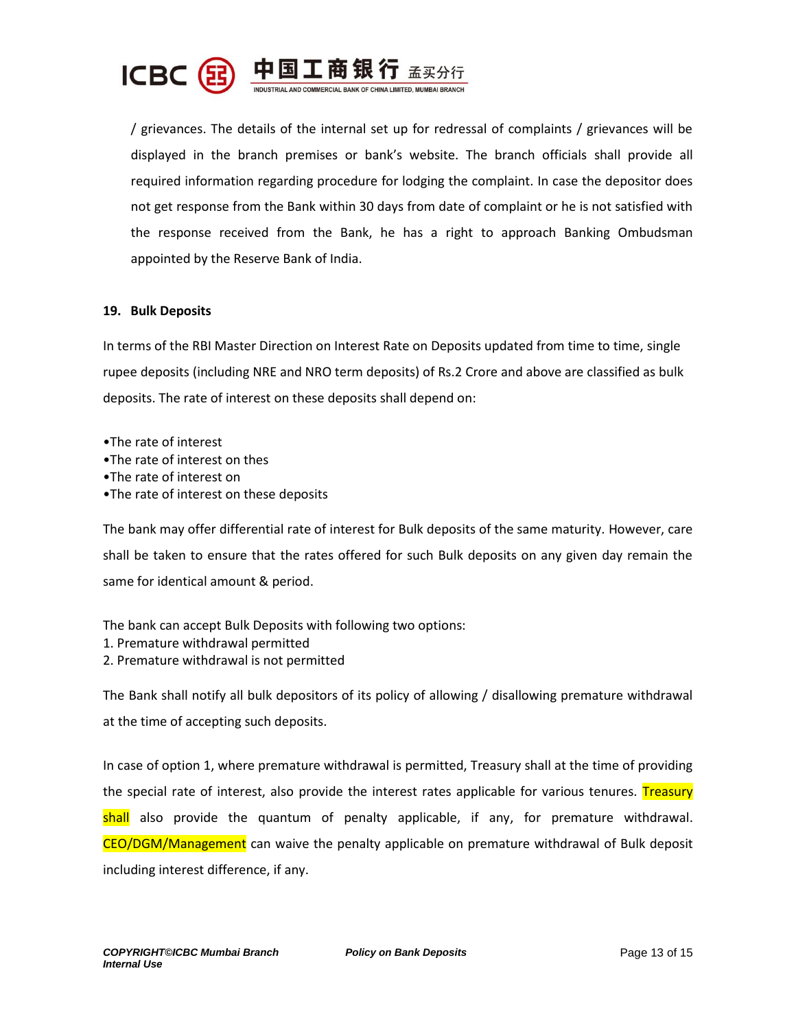/ grievances. The details of the internal set up for redressal of complaints / grievances will be displayed in the branch premises or bank's website. The branch officials shall provide all required information regarding procedure for lodging the complaint. In case the depositor does not get response from the Bank within 30 days from date of complaint or he is not satisfied with the response received from the Bank, he has a right to approach Banking Ombudsman appointed by the Reserve Bank of India.

**19. Bulk Deposits**

In terms of the RBI Master Direction on Interest Rate on Deposits updated from time to time, single rupee deposits (including NRE and NRO term deposits) of Rs.2 Crore and above are classified as bulk deposits. The rate of interest on these deposits shall depend on:

•The rate of interest
•The rate of interest on thes
•The rate of interest on
•The rate of interest on these deposits

The bank may offer differential rate of interest for Bulk deposits of the same maturity. However, care shall be taken to ensure that the rates offered for such Bulk deposits on any given day remain the same for identical amount & period.

The bank can accept Bulk Deposits with following two options:
1. Premature withdrawal permitted
2. Premature withdrawal is not permitted

The Bank shall notify all bulk depositors of its policy of allowing / disallowing premature withdrawal at the time of accepting such deposits.

In case of option 1, where premature withdrawal is permitted, Treasury shall at the time of providing the special rate of interest, also provide the interest rates applicable for various tenures. Treasury shall also provide the quantum of penalty applicable, if any, for premature withdrawal. CEO/DGM/Management can waive the penalty applicable on premature withdrawal of Bulk deposit including interest difference, if any.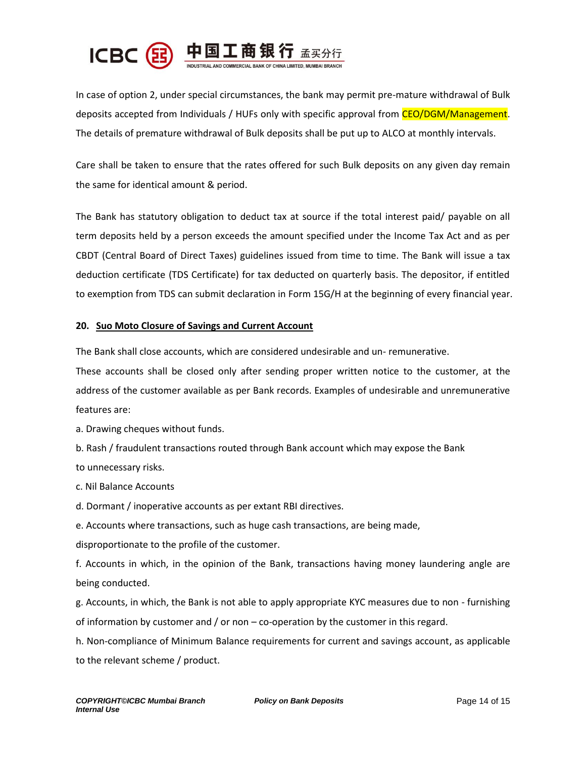In case of option 2, under special circumstances, the bank may permit pre-mature withdrawal of Bulk deposits accepted from Individuals / HUFs only with specific approval from CEO/DGM/Management. The details of premature withdrawal of Bulk deposits shall be put up to ALCO at monthly intervals.

Care shall be taken to ensure that the rates offered for such Bulk deposits on any given day remain the same for identical amount & period.

The Bank has statutory obligation to deduct tax at source if the total interest paid/ payable on all term deposits held by a person exceeds the amount specified under the Income Tax Act and as per CBDT (Central Board of Direct Taxes) guidelines issued from time to time. The Bank will issue a tax deduction certificate (TDS Certificate) for tax deducted on quarterly basis. The depositor, if entitled to exemption from TDS can submit declaration in Form 15G/H at the beginning of every financial year.

## 20. Suo Moto Closure of Savings and Current Account

The Bank shall close accounts, which are considered undesirable and un- remunerative.

These accounts shall be closed only after sending proper written notice to the customer, at the address of the customer available as per Bank records. Examples of undesirable and unremunerative features are:

a. Drawing cheques without funds.

b. Rash / fraudulent transactions routed through Bank account which may expose the Bank to unnecessary risks.

c. Nil Balance Accounts

d. Dormant / inoperative accounts as per extant RBI directives.

e. Accounts where transactions, such as huge cash transactions, are being made, disproportionate to the profile of the customer.

f. Accounts in which, in the opinion of the Bank, transactions having money laundering angle are being conducted.

g. Accounts, in which, the Bank is not able to apply appropriate KYC measures due to non - furnishing of information by customer and / or non – co-operation by the customer in this regard.

h. Non-compliance of Minimum Balance requirements for current and savings account, as applicable to the relevant scheme / product.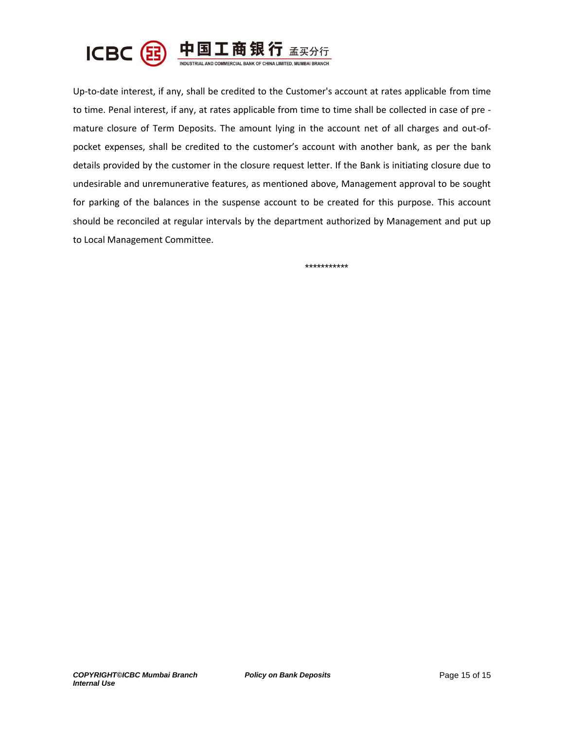Up-to-date interest, if any, shall be credited to the Customer's account at rates applicable from time to time. Penal interest, if any, at rates applicable from time to time shall be collected in case of pre - mature closure of Term Deposits. The amount lying in the account net of all charges and out-of-pocket expenses, shall be credited to the customer's account with another bank, as per the bank details provided by the customer in the closure request letter. If the Bank is initiating closure due to undesirable and unremunerative features, as mentioned above, Management approval to be sought for parking of the balances in the suspense account to be created for this purpose. This account should be reconciled at regular intervals by the department authorized by Management and put up to Local Management Committee.

***********